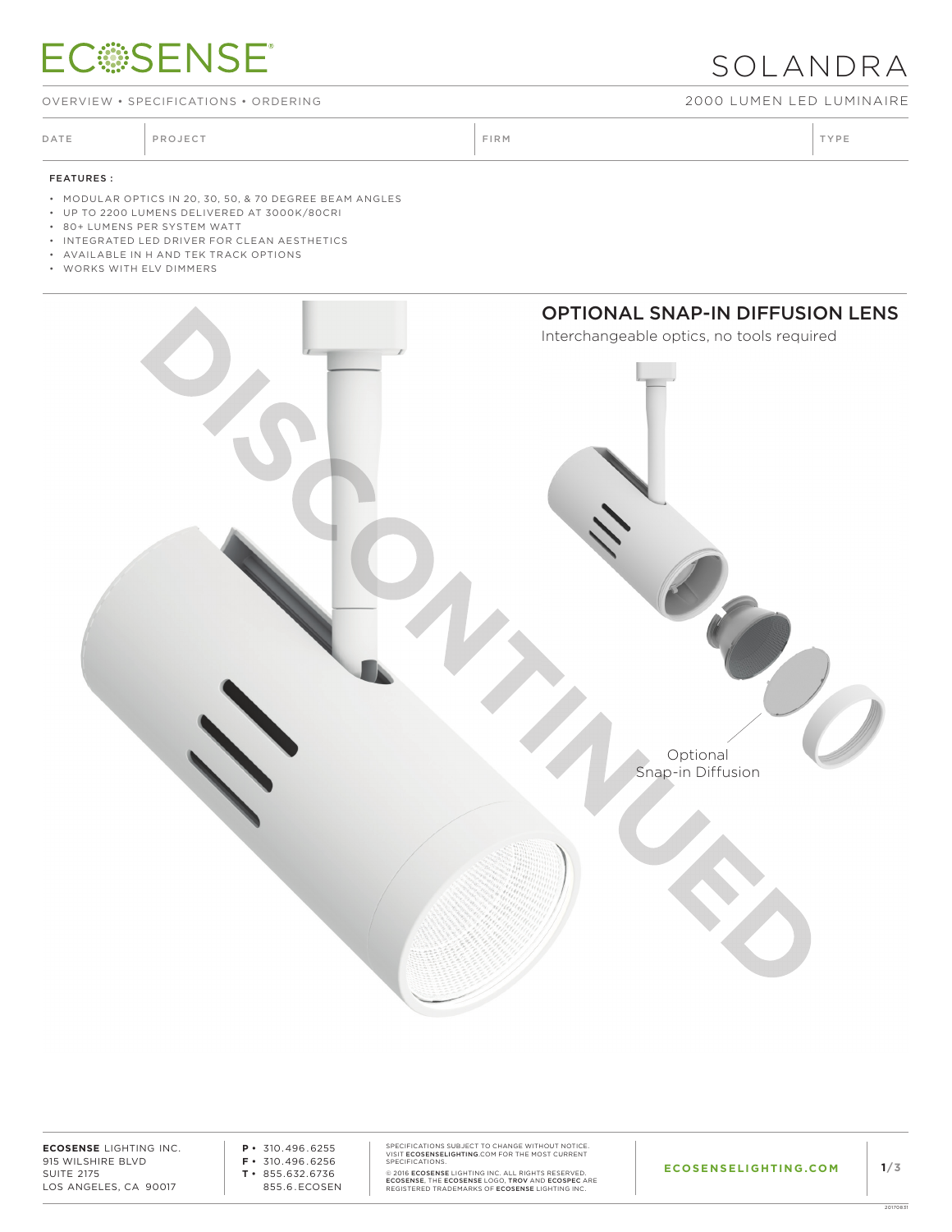# SOLANDRA

OVERVIEW • SPECIFICATIONS • ORDERING

2000 LUMEN LED LUMINAIRE

| DATE | PROJECT | FIRM | TYPE |
|---|---|---|---|

**FEATURES :**

- MODULAR OPTICS IN 20, 30, 50, & 70 DEGREE BEAM ANGLES
- UP TO 2200 LUMENS DELIVERED AT 3000K/80CRI
- 80+ LUMENS PER SYSTEM WATT
- INTEGRATED LED DRIVER FOR CLEAN AESTHETICS
- AVAILABLE IN H AND TEK TRACK OPTIONS
- WORKS WITH ELV DIMMERS

DISCONTINUED

## OPTIONAL SNAP-IN DIFFUSION LENS

Interchangeable optics, no tools required

Optional Snap-in Diffusion

**ECOSENSE** LIGHTING INC.
915 WILSHIRE BLVD
SUITE 2175
LOS ANGELES, CA 90017

**P** • 310.496.6255
**F** • 310.496.6256
**T** • 855.632.6736
855.6.ECOSEN

SPECIFICATIONS SUBJECT TO CHANGE WITHOUT NOTICE. VISIT **ECOSENSELIGHTING**.COM FOR THE MOST CURRENT SPECIFICATIONS.

© 2016 **ECOSENSE** LIGHTING INC. ALL RIGHTS RESERVED. **ECOSENSE**, THE **ECOSENSE** LOGO, **TROV** AND **ECOSPEC** ARE REGISTERED TRADEMARKS OF **ECOSENSE** LIGHTING INC.

**ECOSENSELIGHTING.COM**

20170831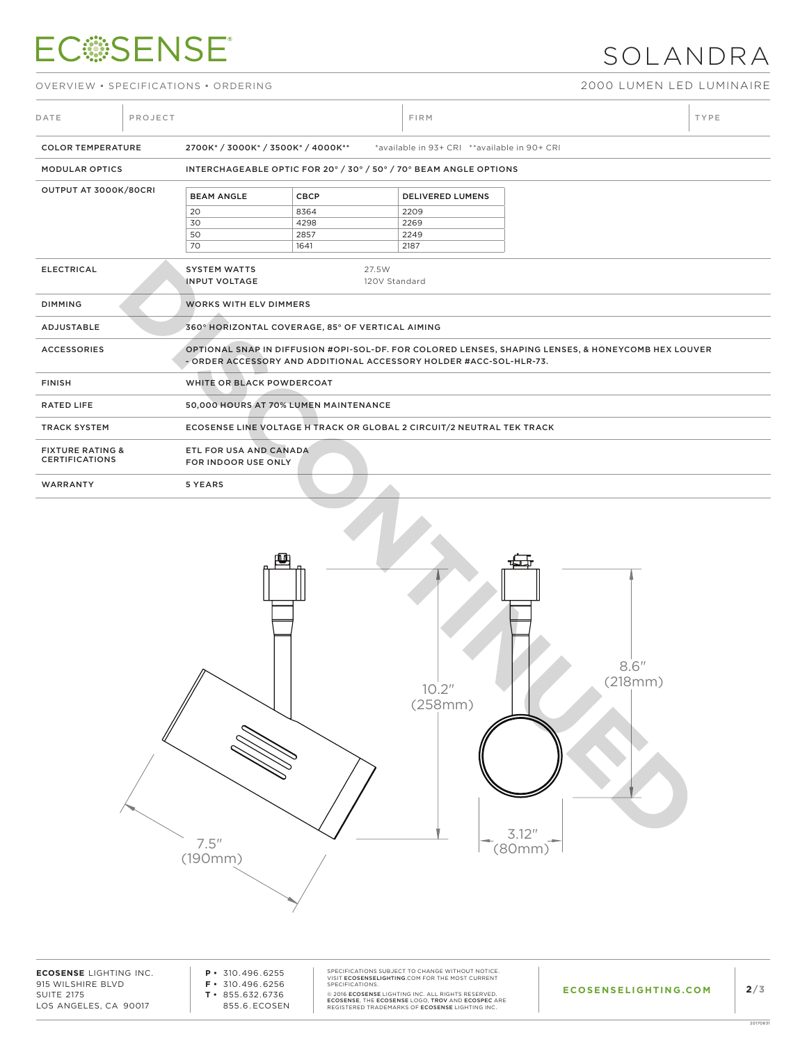# SOLANDRA

OVERVIEW • SPECIFICATIONS • ORDERING

2000 LUMEN LED LUMINAIRE

| DATE | PROJECT | FIRM | TYPE |
|---|---|---|---|
| | | | |

DISCONTINUED

| | |
|---|---|
| COLOR TEMPERATURE | 2700K* / 3000K* / 3500K* / 4000K** *available in 93+ CRI **available in 90+ CRI |
| MODULAR OPTICS | INTERCHANGEABLE OPTIC FOR 20° / 30° / 50° / 70° BEAM ANGLE OPTIONS |
| OUTPUT AT 3000K/80CRI | see table below |
| ELECTRICAL | SYSTEM WATTS: 27.5W; INPUT VOLTAGE: 120V Standard |
| DIMMING | WORKS WITH ELV DIMMERS |
| ADJUSTABLE | 360° HORIZONTAL COVERAGE, 85° OF VERTICAL AIMING |
| ACCESSORIES | OPTIONAL SNAP IN DIFFUSION #OPI-SOL-DF. FOR COLORED LENSES, SHAPING LENSES, & HONEYCOMB HEX LOUVER - ORDER ACCESSORY AND ADDITIONAL ACCESSORY HOLDER #ACC-SOL-HLR-73. |
| FINISH | WHITE OR BLACK POWDERCOAT |
| RATED LIFE | 50,000 HOURS AT 70% LUMEN MAINTENANCE |
| TRACK SYSTEM | ECOSENSE LINE VOLTAGE H TRACK OR GLOBAL 2 CIRCUIT/2 NEUTRAL TEK TRACK |
| FIXTURE RATING & CERTIFICATIONS | ETL FOR USA AND CANADA; FOR INDOOR USE ONLY |
| WARRANTY | 5 YEARS |

**OUTPUT AT 3000K/80CRI**

| BEAM ANGLE | CBCP | DELIVERED LUMENS |
|---|---|---|
| 20 | 8364 | 2209 |
| 30 | 4298 | 2269 |
| 50 | 2857 | 2249 |
| 70 | 1641 | 2187 |

7.5″ (190mm)

10.2″ (258mm)

8.6″ (218mm)

3.12″ (80mm)

**ECOSENSE** LIGHTING INC.
915 WILSHIRE BLVD
SUITE 2175
LOS ANGELES, CA 90017

**P** • 310.496.6255
**F** • 310.496.6256
**T** • 855.632.6736
855.6.ECOSEN

SPECIFICATIONS SUBJECT TO CHANGE WITHOUT NOTICE. VISIT **ECOSENSELIGHTING**.COM FOR THE MOST CURRENT SPECIFICATIONS.

© 2016 **ECOSENSE** LIGHTING INC. ALL RIGHTS RESERVED. **ECOSENSE**, THE **ECOSENSE** LOGO, **TROV** AND **ECOSPEC** ARE REGISTERED TRADEMARKS OF **ECOSENSE** LIGHTING INC.

**ECOSENSELIGHTING.COM**

20170831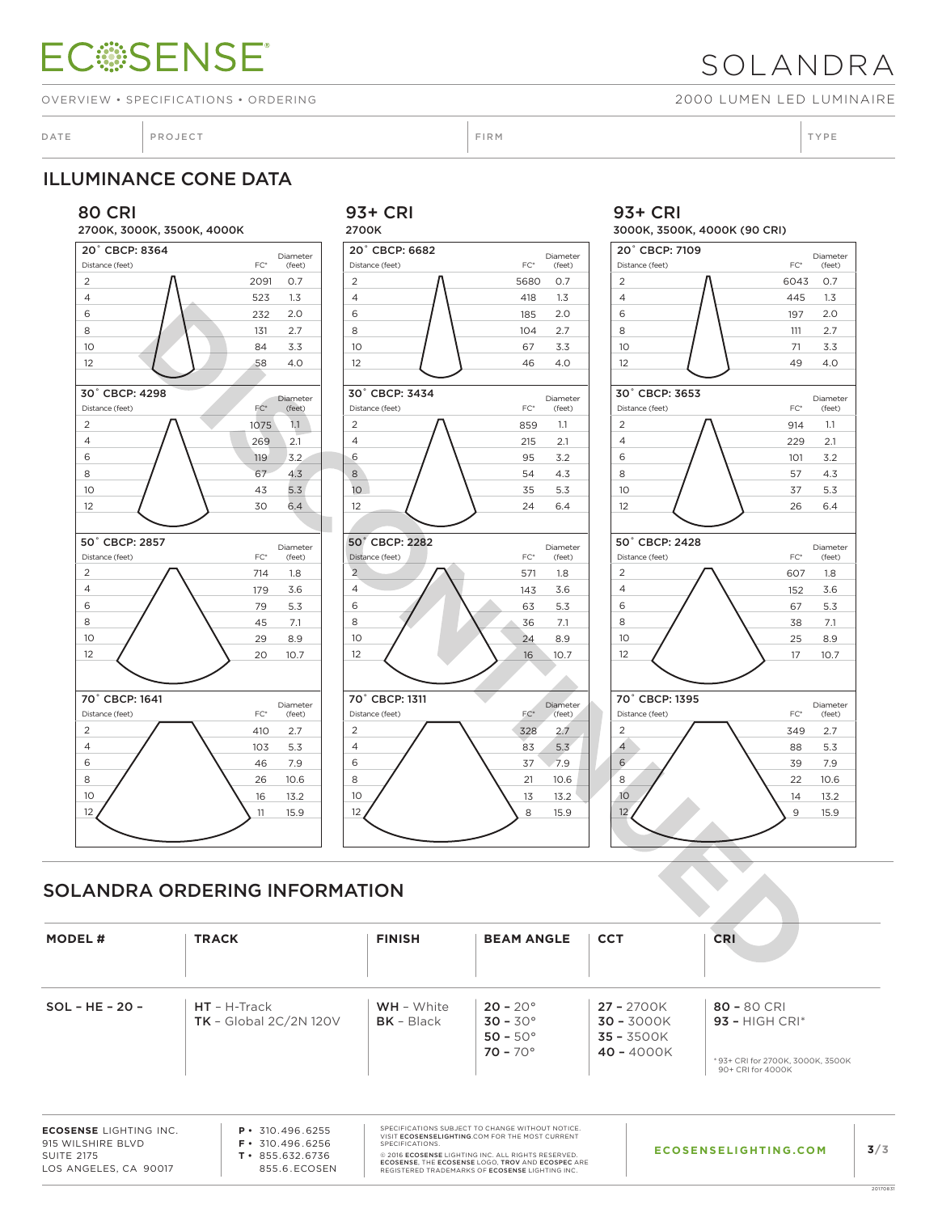## ILLUMINANCE CONE DATA

### 80 CRI

2700K, 3000K, 3500K, 4000K

**20˚ CBCP: 8364**

| Distance (feet) | FC* | Diameter (feet) |
|---|---|---|
| 2 | 2091 | 0.7 |
| 4 | 523 | 1.3 |
| 6 | 232 | 2.0 |
| 8 | 131 | 2.7 |
| 10 | 84 | 3.3 |
| 12 | 58 | 4.0 |

**30˚ CBCP: 4298**

| Distance (feet) | FC* | Diameter (feet) |
|---|---|---|
| 2 | 1075 | 1.1 |
| 4 | 269 | 2.1 |
| 6 | 119 | 3.2 |
| 8 | 67 | 4.3 |
| 10 | 43 | 5.3 |
| 12 | 30 | 6.4 |

**50˚ CBCP: 2857**

| Distance (feet) | FC* | Diameter (feet) |
|---|---|---|
| 2 | 714 | 1.8 |
| 4 | 179 | 3.6 |
| 6 | 79 | 5.3 |
| 8 | 45 | 7.1 |
| 10 | 29 | 8.9 |
| 12 | 20 | 10.7 |

**70˚ CBCP: 1641**

| Distance (feet) | FC* | Diameter (feet) |
|---|---|---|
| 2 | 410 | 2.7 |
| 4 | 103 | 5.3 |
| 6 | 46 | 7.9 |
| 8 | 26 | 10.6 |
| 10 | 16 | 13.2 |
| 12 | 11 | 15.9 |

### 93+ CRI

2700K

**20˚ CBCP: 6682**

| Distance (feet) | FC* | Diameter (feet) |
|---|---|---|
| 2 | 5680 | 0.7 |
| 4 | 418 | 1.3 |
| 6 | 185 | 2.0 |
| 8 | 104 | 2.7 |
| 10 | 67 | 3.3 |
| 12 | 46 | 4.0 |

**30˚ CBCP: 3434**

| Distance (feet) | FC* | Diameter (feet) |
|---|---|---|
| 2 | 859 | 1.1 |
| 4 | 215 | 2.1 |
| 6 | 95 | 3.2 |
| 8 | 54 | 4.3 |
| 10 | 35 | 5.3 |
| 12 | 24 | 6.4 |

**50˚ CBCP: 2282**

| Distance (feet) | FC* | Diameter (feet) |
|---|---|---|
| 2 | 571 | 1.8 |
| 4 | 143 | 3.6 |
| 6 | 63 | 5.3 |
| 8 | 36 | 7.1 |
| 10 | 24 | 8.9 |
| 12 | 16 | 10.7 |

**70˚ CBCP: 1311**

| Distance (feet) | FC* | Diameter (feet) |
|---|---|---|
| 2 | 328 | 2.7 |
| 4 | 83 | 5.3 |
| 6 | 37 | 7.9 |
| 8 | 21 | 10.6 |
| 10 | 13 | 13.2 |
| 12 | 8 | 15.9 |

### 93+ CRI

3000K, 3500K, 4000K (90 CRI)

**20˚ CBCP: 7109**

| Distance (feet) | FC* | Diameter (feet) |
|---|---|---|
| 2 | 6043 | 0.7 |
| 4 | 445 | 1.3 |
| 6 | 197 | 2.0 |
| 8 | 111 | 2.7 |
| 10 | 71 | 3.3 |
| 12 | 49 | 4.0 |

**30˚ CBCP: 3653**

| Distance (feet) | FC* | Diameter (feet) |
|---|---|---|
| 2 | 914 | 1.1 |
| 4 | 229 | 2.1 |
| 6 | 101 | 3.2 |
| 8 | 57 | 4.3 |
| 10 | 37 | 5.3 |
| 12 | 26 | 6.4 |

**50˚ CBCP: 2428**

| Distance (feet) | FC* | Diameter (feet) |
|---|---|---|
| 2 | 607 | 1.8 |
| 4 | 152 | 3.6 |
| 6 | 67 | 5.3 |
| 8 | 38 | 7.1 |
| 10 | 25 | 8.9 |
| 12 | 17 | 10.7 |

**70˚ CBCP: 1395**

| Distance (feet) | FC* | Diameter (feet) |
|---|---|---|
| 2 | 349 | 2.7 |
| 4 | 88 | 5.3 |
| 6 | 39 | 7.9 |
| 8 | 22 | 10.6 |
| 10 | 14 | 13.2 |
| 12 | 9 | 15.9 |

DISCONTINUED

## SOLANDRA ORDERING INFORMATION

| MODEL # | TRACK | FINISH | BEAM ANGLE | CCT | CRI |
|---|---|---|---|---|---|
| SOL - HE - 20 - | **HT** - H-Track<br>**TK** - Global 2C/2N 120V | **WH** - White<br>**BK** - Black | **20** - 20°<br>**30** - 30°<br>**50** - 50°<br>**70** - 70° | **27** - 2700K<br>**30** - 3000K<br>**35** - 3500K<br>**40** - 4000K | **80** - 80 CRI<br>**93** - HIGH CRI*<br><br>*93+ CRI for 2700K, 3000K, 3500K 90+ CRI for 4000K |

**ECOSENSE** LIGHTING INC.
915 WILSHIRE BLVD
SUITE 2175
LOS ANGELES, CA 90017

**P** • 310.496.6255
**F** • 310.496.6256
**T** • 855.632.6736
855.6.ECOSEN

SPECIFICATIONS SUBJECT TO CHANGE WITHOUT NOTICE. VISIT **ECOSENSELIGHTING**.COM FOR THE MOST CURRENT SPECIFICATIONS.

© 2016 **ECOSENSE** LIGHTING INC. ALL RIGHTS RESERVED. **ECOSENSE**, THE **ECOSENSE** LOGO, **TROV** AND **ECOSPEC** ARE REGISTERED TRADEMARKS OF **ECOSENSE** LIGHTING INC.

**ECOSENSELIGHTING.COM**

20170831